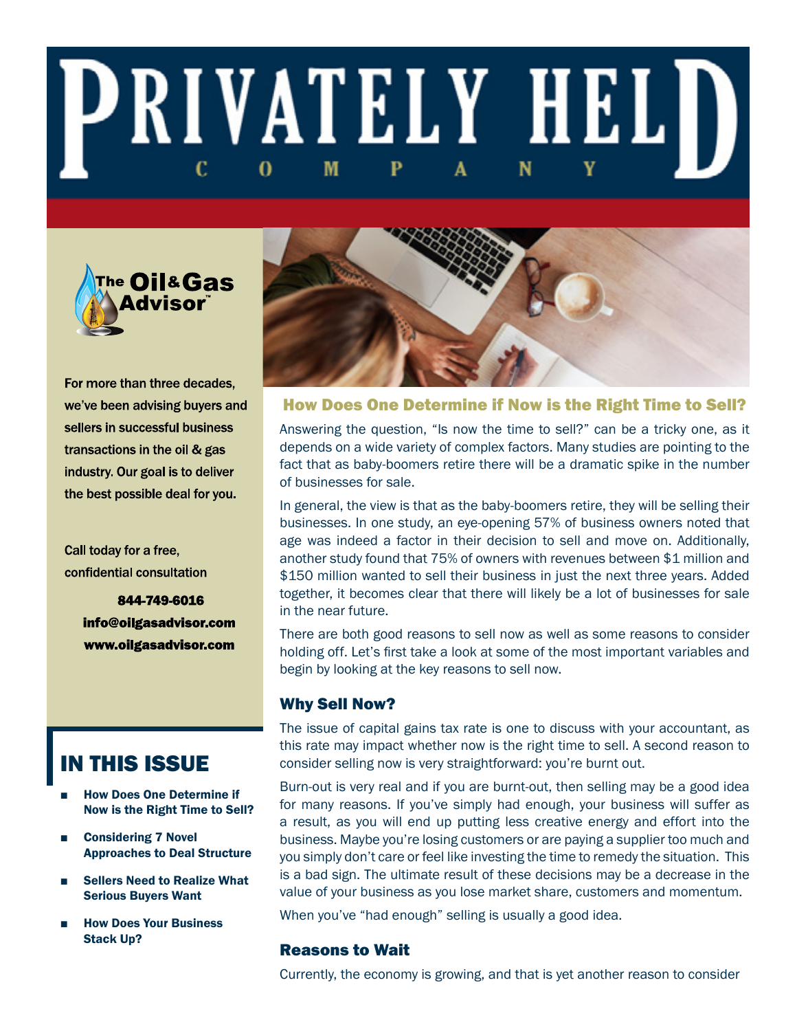# PRIVATELY HELD COMPANY

The Oil & Gas Advisor™

For more than three decades, we've been advising buyers and sellers in successful business transactions in the oil & gas industry. Our goal is to deliver the best possible deal for you.

Call today for a free, confidential consultation

**844-749-6016**
**info@oilgasadvisor.com**
**www.oilgasadvisor.com**

## IN THIS ISSUE

- **How Does One Determine if Now is the Right Time to Sell?**
- **Considering 7 Novel Approaches to Deal Structure**
- **Sellers Need to Realize What Serious Buyers Want**
- **How Does Your Business Stack Up?**

## How Does One Determine if Now is the Right Time to Sell?

Answering the question, "Is now the time to sell?" can be a tricky one, as it depends on a wide variety of complex factors. Many studies are pointing to the fact that as baby-boomers retire there will be a dramatic spike in the number of businesses for sale.

In general, the view is that as the baby-boomers retire, they will be selling their businesses. In one study, an eye-opening 57% of business owners noted that age was indeed a factor in their decision to sell and move on. Additionally, another study found that 75% of owners with revenues between $1 million and $150 million wanted to sell their business in just the next three years. Added together, it becomes clear that there will likely be a lot of businesses for sale in the near future.

There are both good reasons to sell now as well as some reasons to consider holding off. Let's first take a look at some of the most important variables and begin by looking at the key reasons to sell now.

### Why Sell Now?

The issue of capital gains tax rate is one to discuss with your accountant, as this rate may impact whether now is the right time to sell. A second reason to consider selling now is very straightforward: you're burnt out.

Burn-out is very real and if you are burnt-out, then selling may be a good idea for many reasons. If you've simply had enough, your business will suffer as a result, as you will end up putting less creative energy and effort into the business. Maybe you're losing customers or are paying a supplier too much and you simply don't care or feel like investing the time to remedy the situation. This is a bad sign. The ultimate result of these decisions may be a decrease in the value of your business as you lose market share, customers and momentum.

When you've "had enough" selling is usually a good idea.

### Reasons to Wait

Currently, the economy is growing, and that is yet another reason to consider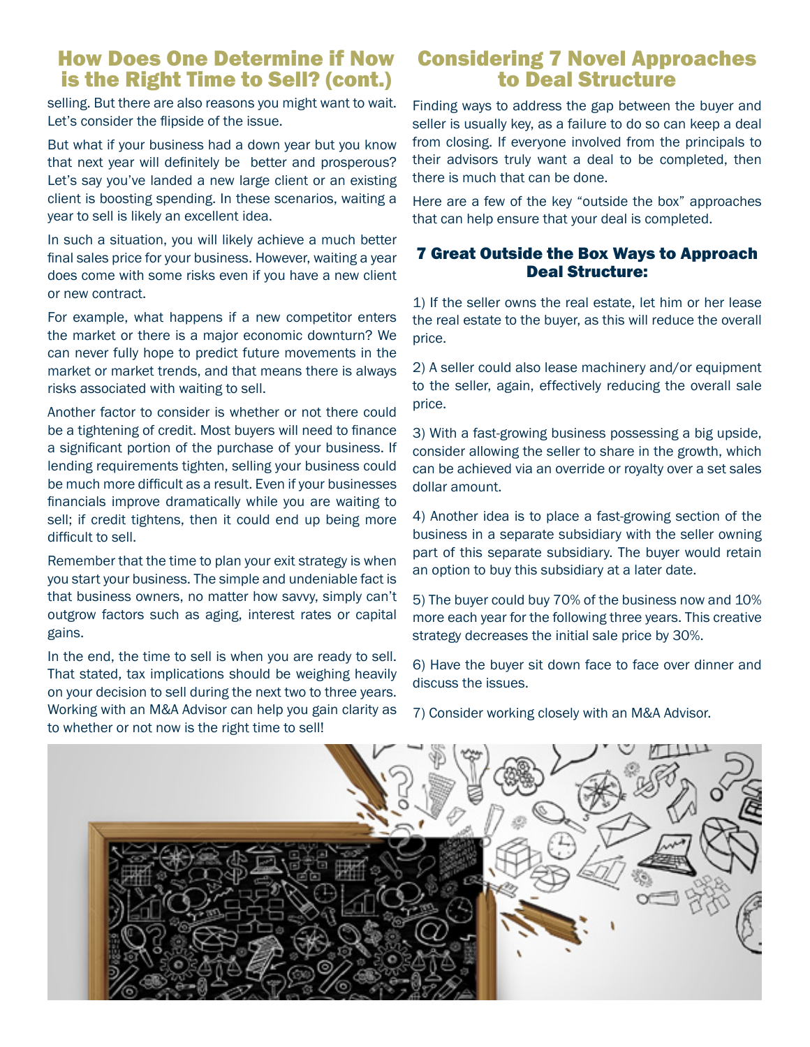## How Does One Determine if Now is the Right Time to Sell? (cont.)

selling. But there are also reasons you might want to wait. Let's consider the flipside of the issue.

But what if your business had a down year but you know that next year will definitely be better and prosperous? Let's say you've landed a new large client or an existing client is boosting spending. In these scenarios, waiting a year to sell is likely an excellent idea.

In such a situation, you will likely achieve a much better final sales price for your business. However, waiting a year does come with some risks even if you have a new client or new contract.

For example, what happens if a new competitor enters the market or there is a major economic downturn? We can never fully hope to predict future movements in the market or market trends, and that means there is always risks associated with waiting to sell.

Another factor to consider is whether or not there could be a tightening of credit. Most buyers will need to finance a significant portion of the purchase of your business. If lending requirements tighten, selling your business could be much more difficult as a result. Even if your businesses financials improve dramatically while you are waiting to sell; if credit tightens, then it could end up being more difficult to sell.

Remember that the time to plan your exit strategy is when you start your business. The simple and undeniable fact is that business owners, no matter how savvy, simply can't outgrow factors such as aging, interest rates or capital gains.

In the end, the time to sell is when you are ready to sell. That stated, tax implications should be weighing heavily on your decision to sell during the next two to three years. Working with an M&A Advisor can help you gain clarity as to whether or not now is the right time to sell!

## Considering 7 Novel Approaches to Deal Structure

Finding ways to address the gap between the buyer and seller is usually key, as a failure to do so can keep a deal from closing. If everyone involved from the principals to their advisors truly want a deal to be completed, then there is much that can be done.

Here are a few of the key "outside the box" approaches that can help ensure that your deal is completed.

### 7 Great Outside the Box Ways to Approach Deal Structure:

1) If the seller owns the real estate, let him or her lease the real estate to the buyer, as this will reduce the overall price.

2) A seller could also lease machinery and/or equipment to the seller, again, effectively reducing the overall sale price.

3) With a fast-growing business possessing a big upside, consider allowing the seller to share in the growth, which can be achieved via an override or royalty over a set sales dollar amount.

4) Another idea is to place a fast-growing section of the business in a separate subsidiary with the seller owning part of this separate subsidiary. The buyer would retain an option to buy this subsidiary at a later date.

5) The buyer could buy 70% of the business now and 10% more each year for the following three years. This creative strategy decreases the initial sale price by 30%.

6) Have the buyer sit down face to face over dinner and discuss the issues.

7) Consider working closely with an M&A Advisor.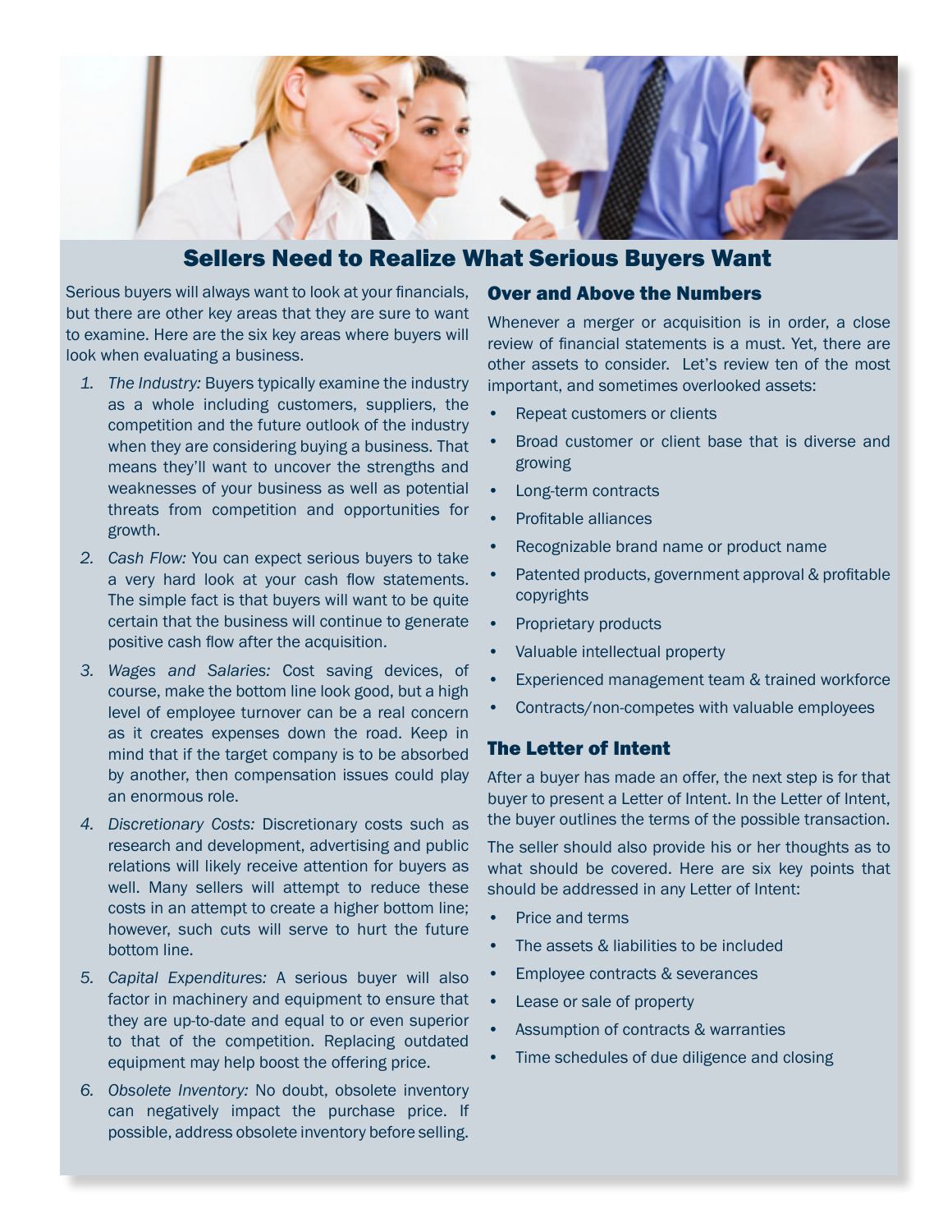## Sellers Need to Realize What Serious Buyers Want

Serious buyers will always want to look at your financials, but there are other key areas that they are sure to want to examine. Here are the six key areas where buyers will look when evaluating a business.

1. *The Industry:* Buyers typically examine the industry as a whole including customers, suppliers, the competition and the future outlook of the industry when they are considering buying a business. That means they'll want to uncover the strengths and weaknesses of your business as well as potential threats from competition and opportunities for growth.
2. *Cash Flow:* You can expect serious buyers to take a very hard look at your cash flow statements. The simple fact is that buyers will want to be quite certain that the business will continue to generate positive cash flow after the acquisition.
3. *Wages and Salaries:* Cost saving devices, of course, make the bottom line look good, but a high level of employee turnover can be a real concern as it creates expenses down the road. Keep in mind that if the target company is to be absorbed by another, then compensation issues could play an enormous role.
4. *Discretionary Costs:* Discretionary costs such as research and development, advertising and public relations will likely receive attention for buyers as well. Many sellers will attempt to reduce these costs in an attempt to create a higher bottom line; however, such cuts will serve to hurt the future bottom line.
5. *Capital Expenditures:* A serious buyer will also factor in machinery and equipment to ensure that they are up-to-date and equal to or even superior to that of the competition. Replacing outdated equipment may help boost the offering price.
6. *Obsolete Inventory:* No doubt, obsolete inventory can negatively impact the purchase price. If possible, address obsolete inventory before selling.

### Over and Above the Numbers

Whenever a merger or acquisition is in order, a close review of financial statements is a must. Yet, there are other assets to consider. Let's review ten of the most important, and sometimes overlooked assets:

- Repeat customers or clients
- Broad customer or client base that is diverse and growing
- Long-term contracts
- Profitable alliances
- Recognizable brand name or product name
- Patented products, government approval & profitable copyrights
- Proprietary products
- Valuable intellectual property
- Experienced management team & trained workforce
- Contracts/non-competes with valuable employees

### The Letter of Intent

After a buyer has made an offer, the next step is for that buyer to present a Letter of Intent. In the Letter of Intent, the buyer outlines the terms of the possible transaction.

The seller should also provide his or her thoughts as to what should be covered. Here are six key points that should be addressed in any Letter of Intent:

- Price and terms
- The assets & liabilities to be included
- Employee contracts & severances
- Lease or sale of property
- Assumption of contracts & warranties
- Time schedules of due diligence and closing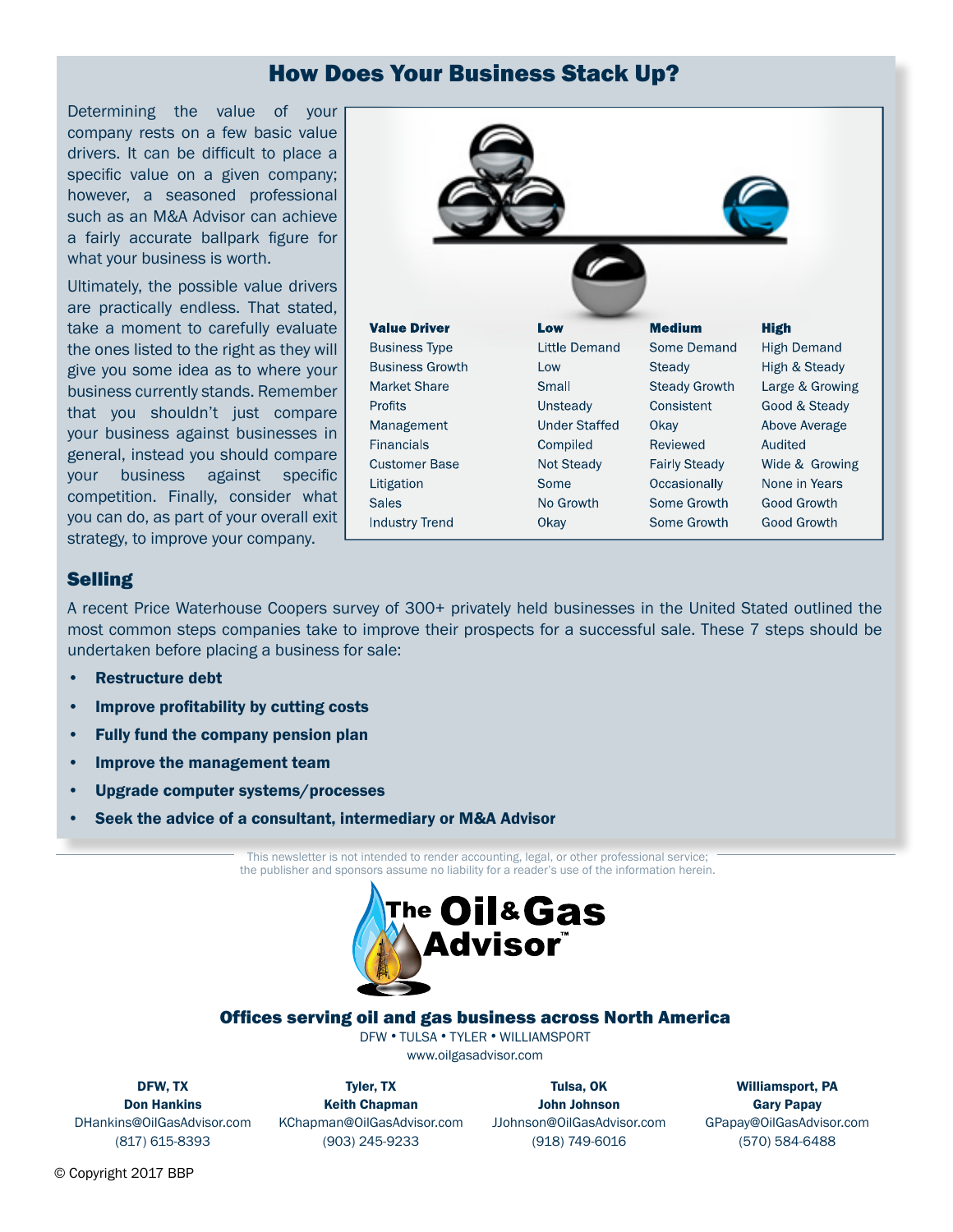## How Does Your Business Stack Up?

Determining the value of your company rests on a few basic value drivers. It can be difficult to place a specific value on a given company; however, a seasoned professional such as an M&A Advisor can achieve a fairly accurate ballpark figure for what your business is worth.

Ultimately, the possible value drivers are practically endless. That stated, take a moment to carefully evaluate the ones listed to the right as they will give you some idea as to where your business currently stands. Remember that you shouldn't just compare your business against businesses in general, instead you should compare your business against specific competition. Finally, consider what you can do, as part of your overall exit strategy, to improve your company.

| Value Driver | Low | Medium | High |
|---|---|---|---|
| Business Type | Little Demand | Some Demand | High Demand |
| Business Growth | Low | Steady | High & Steady |
| Market Share | Small | Steady Growth | Large & Growing |
| Profits | Unsteady | Consistent | Good & Steady |
| Management | Under Staffed | Okay | Above Average |
| Financials | Compiled | Reviewed | Audited |
| Customer Base | Not Steady | Fairly Steady | Wide & Growing |
| Litigation | Some | Occasionally | None in Years |
| Sales | No Growth | Some Growth | Good Growth |
| Industry Trend | Okay | Some Growth | Good Growth |

## Selling

A recent Price Waterhouse Coopers survey of 300+ privately held businesses in the United Stated outlined the most common steps companies take to improve their prospects for a successful sale. These 7 steps should be undertaken before placing a business for sale:

- **Restructure debt**
- **Improve profitability by cutting costs**
- **Fully fund the company pension plan**
- **Improve the management team**
- **Upgrade computer systems/processes**
- **Seek the advice of a consultant, intermediary or M&A Advisor**

This newsletter is not intended to render accounting, legal, or other professional service; the publisher and sponsors assume no liability for a reader's use of the information herein.

The Oil & Gas Advisor™

### Offices serving oil and gas business across North America

DFW • TULSA • TYLER • WILLIAMSPORT
www.oilgasadvisor.com

**DFW, TX**
**Don Hankins**
DHankins@OilGasAdvisor.com
(817) 615-8393

**Tyler, TX**
**Keith Chapman**
KChapman@OilGasAdvisor.com
(903) 245-9233

**Tulsa, OK**
**John Johnson**
JJohnson@OilGasAdvisor.com
(918) 749-6016

**Williamsport, PA**
**Gary Papay**
GPapay@OilGasAdvisor.com
(570) 584-6488

© Copyright 2017 BBP